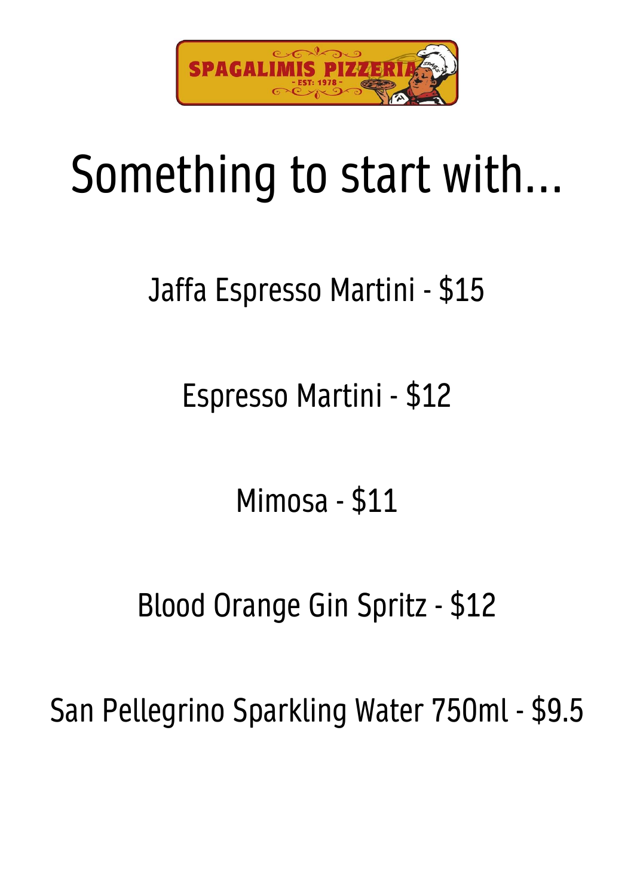SPAGALIMIS PIZZERIA
- EST: 1978 -

# Something to start with...

Jaffa Espresso Martini - $15

Espresso Martini - $12

Mimosa - $11

Blood Orange Gin Spritz - $12

San Pellegrino Sparkling Water 750ml - $9.5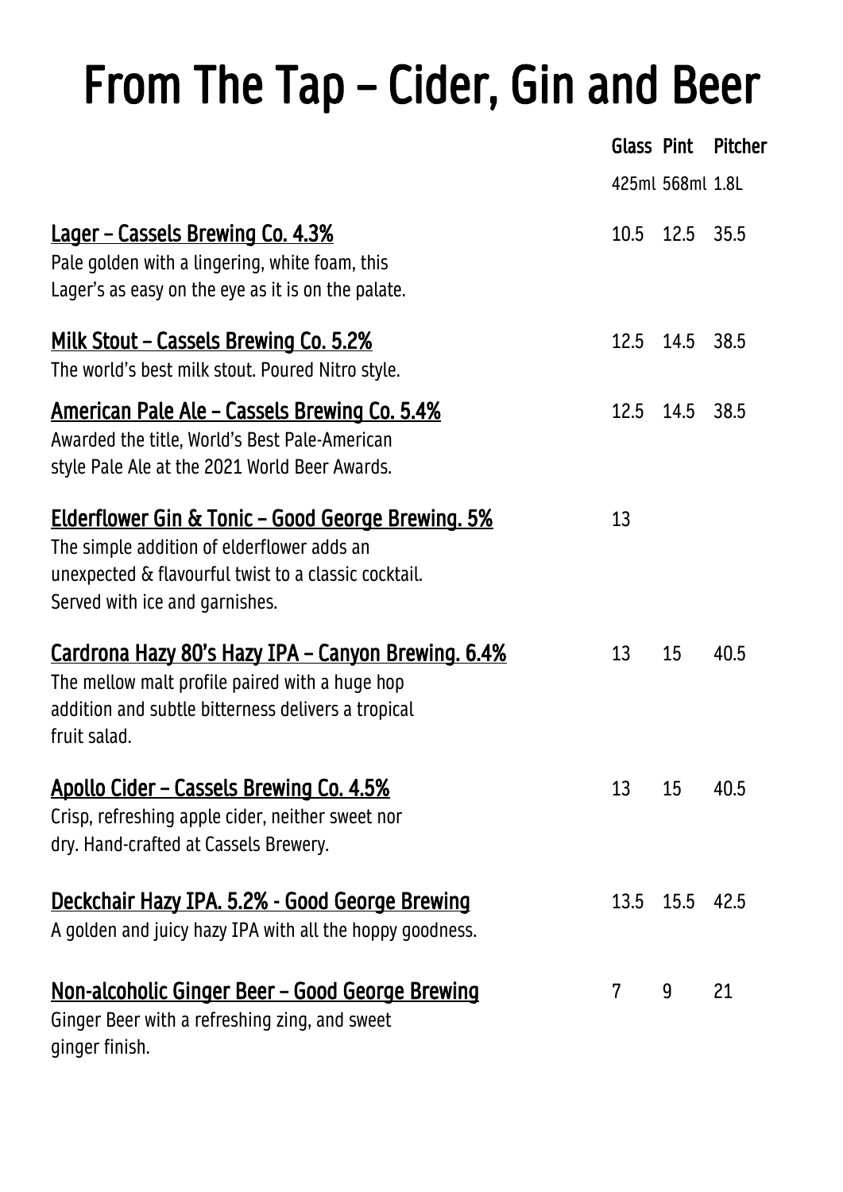# From The Tap – Cider, Gin and Beer

| | Glass | Pint | Pitcher |
|---|---|---|---|
| | 425ml | 568ml | 1.8L |
| **Lager – Cassels Brewing Co. 4.3%**<br>Pale golden with a lingering, white foam, this Lager's as easy on the eye as it is on the palate. | 10.5 | 12.5 | 35.5 |
| **Milk Stout – Cassels Brewing Co. 5.2%**<br>The world's best milk stout. Poured Nitro style. | 12.5 | 14.5 | 38.5 |
| **American Pale Ale – Cassels Brewing Co. 5.4%**<br>Awarded the title, World's Best Pale-American style Pale Ale at the 2021 World Beer Awards. | 12.5 | 14.5 | 38.5 |
| **Elderflower Gin & Tonic – Good George Brewing. 5%**<br>The simple addition of elderflower adds an unexpected & flavourful twist to a classic cocktail. Served with ice and garnishes. | 13 | | |
| **Cardrona Hazy 80's Hazy IPA – Canyon Brewing. 6.4%**<br>The mellow malt profile paired with a huge hop addition and subtle bitterness delivers a tropical fruit salad. | 13 | 15 | 40.5 |
| **Apollo Cider – Cassels Brewing Co. 4.5%**<br>Crisp, refreshing apple cider, neither sweet nor dry. Hand-crafted at Cassels Brewery. | 13 | 15 | 40.5 |
| **Deckchair Hazy IPA. 5.2% - Good George Brewing**<br>A golden and juicy hazy IPA with all the hoppy goodness. | 13.5 | 15.5 | 42.5 |
| **Non-alcoholic Ginger Beer – Good George Brewing**<br>Ginger Beer with a refreshing zing, and sweet ginger finish. | 7 | 9 | 21 |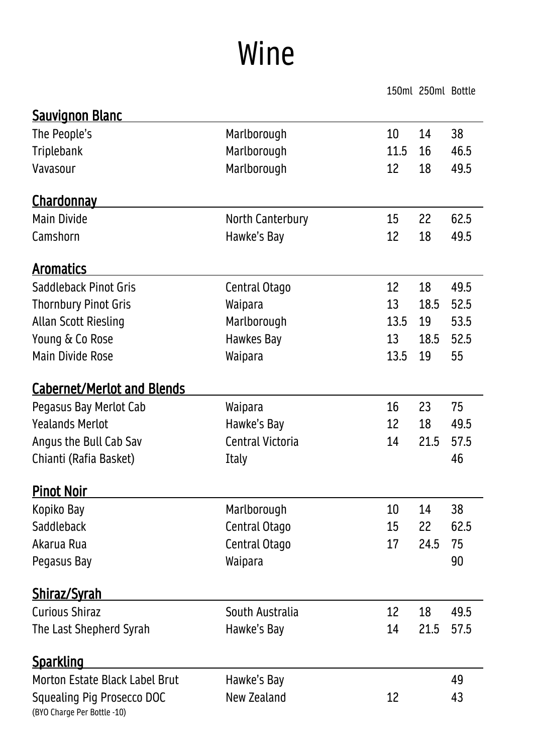# Wine

## Sauvignon Blanc

| | | 150ml | 250ml | Bottle |
|---|---|---|---|---|
| The People's | Marlborough | 10 | 14 | 38 |
| Triplebank | Marlborough | 11.5 | 16 | 46.5 |
| Vavasour | Marlborough | 12 | 18 | 49.5 |

## Chardonnay

| | | 150ml | 250ml | Bottle |
|---|---|---|---|---|
| Main Divide | North Canterbury | 15 | 22 | 62.5 |
| Camshorn | Hawke's Bay | 12 | 18 | 49.5 |

## Aromatics

| | | 150ml | 250ml | Bottle |
|---|---|---|---|---|
| Saddleback Pinot Gris | Central Otago | 12 | 18 | 49.5 |
| Thornbury Pinot Gris | Waipara | 13 | 18.5 | 52.5 |
| Allan Scott Riesling | Marlborough | 13.5 | 19 | 53.5 |
| Young & Co Rose | Hawkes Bay | 13 | 18.5 | 52.5 |
| Main Divide Rose | Waipara | 13.5 | 19 | 55 |

## Cabernet/Merlot and Blends

| | | 150ml | 250ml | Bottle |
|---|---|---|---|---|
| Pegasus Bay Merlot Cab | Waipara | 16 | 23 | 75 |
| Yealands Merlot | Hawke's Bay | 12 | 18 | 49.5 |
| Angus the Bull Cab Sav | Central Victoria | 14 | 21.5 | 57.5 |
| Chianti (Rafia Basket) | Italy | | | 46 |

## Pinot Noir

| | | 150ml | 250ml | Bottle |
|---|---|---|---|---|
| Kopiko Bay | Marlborough | 10 | 14 | 38 |
| Saddleback | Central Otago | 15 | 22 | 62.5 |
| Akarua Rua | Central Otago | 17 | 24.5 | 75 |
| Pegasus Bay | Waipara | | | 90 |

## Shiraz/Syrah

| | | 150ml | 250ml | Bottle |
|---|---|---|---|---|
| Curious Shiraz | South Australia | 12 | 18 | 49.5 |
| The Last Shepherd Syrah | Hawke's Bay | 14 | 21.5 | 57.5 |

## Sparkling

| | | 150ml | 250ml | Bottle |
|---|---|---|---|---|
| Morton Estate Black Label Brut | Hawke's Bay | | | 49 |
| Squealing Pig Prosecco DOC | New Zealand | 12 | | 43 |

(BYO Charge Per Bottle -10)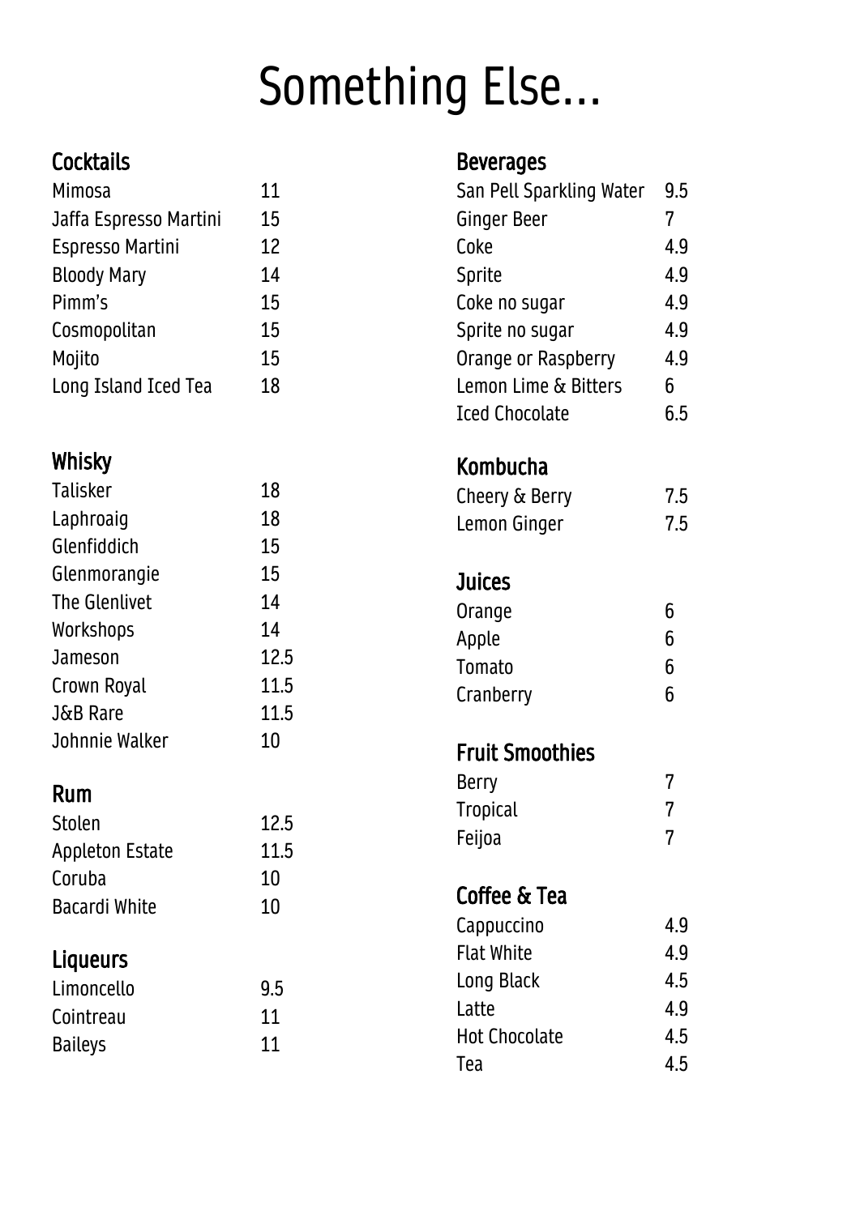# Something Else...

## Cocktails

| Item | Price |
|---|---|
| Mimosa | 11 |
| Jaffa Espresso Martini | 15 |
| Espresso Martini | 12 |
| Bloody Mary | 14 |
| Pimm's | 15 |
| Cosmopolitan | 15 |
| Mojito | 15 |
| Long Island Iced Tea | 18 |

## Whisky

| Item | Price |
|---|---|
| Talisker | 18 |
| Laphroaig | 18 |
| Glenfiddich | 15 |
| Glenmorangie | 15 |
| The Glenlivet | 14 |
| Workshops | 14 |
| Jameson | 12.5 |
| Crown Royal | 11.5 |
| J&B Rare | 11.5 |
| Johnnie Walker | 10 |

## Rum

| Item | Price |
|---|---|
| Stolen | 12.5 |
| Appleton Estate | 11.5 |
| Coruba | 10 |
| Bacardi White | 10 |

## Liqueurs

| Item | Price |
|---|---|
| Limoncello | 9.5 |
| Cointreau | 11 |
| Baileys | 11 |

## Beverages

| Item | Price |
|---|---|
| San Pell Sparkling Water | 9.5 |
| Ginger Beer | 7 |
| Coke | 4.9 |
| Sprite | 4.9 |
| Coke no sugar | 4.9 |
| Sprite no sugar | 4.9 |
| Orange or Raspberry | 4.9 |
| Lemon Lime & Bitters | 6 |
| Iced Chocolate | 6.5 |

## Kombucha

| Item | Price |
|---|---|
| Cheery & Berry | 7.5 |
| Lemon Ginger | 7.5 |

## Juices

| Item | Price |
|---|---|
| Orange | 6 |
| Apple | 6 |
| Tomato | 6 |
| Cranberry | 6 |

## Fruit Smoothies

| Item | Price |
|---|---|
| Berry | 7 |
| Tropical | 7 |
| Feijoa | 7 |

## Coffee & Tea

| Item | Price |
|---|---|
| Cappuccino | 4.9 |
| Flat White | 4.9 |
| Long Black | 4.5 |
| Latte | 4.9 |
| Hot Chocolate | 4.5 |
| Tea | 4.5 |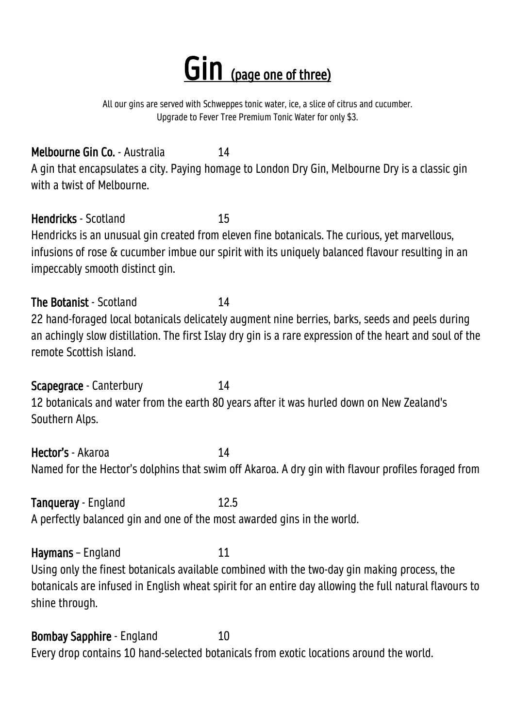# Gin (page one of three)

All our gins are served with Schweppes tonic water, ice, a slice of citrus and cucumber.
Upgrade to Fever Tree Premium Tonic Water for only $3.

**Melbourne Gin Co.** - Australia 14

A gin that encapsulates a city. Paying homage to London Dry Gin, Melbourne Dry is a classic gin with a twist of Melbourne.

**Hendricks** - Scotland 15

Hendricks is an unusual gin created from eleven fine botanicals. The curious, yet marvellous, infusions of rose & cucumber imbue our spirit with its uniquely balanced flavour resulting in an impeccably smooth distinct gin.

**The Botanist** - Scotland 14

22 hand-foraged local botanicals delicately augment nine berries, barks, seeds and peels during an achingly slow distillation. The first Islay dry gin is a rare expression of the heart and soul of the remote Scottish island.

**Scapegrace** - Canterbury 14

12 botanicals and water from the earth 80 years after it was hurled down on New Zealand's Southern Alps.

**Hector's** - Akaroa 14

Named for the Hector's dolphins that swim off Akaroa. A dry gin with flavour profiles foraged from

**Tanqueray** - England 12.5

A perfectly balanced gin and one of the most awarded gins in the world.

**Haymans** – England 11

Using only the finest botanicals available combined with the two-day gin making process, the botanicals are infused in English wheat spirit for an entire day allowing the full natural flavours to shine through.

**Bombay Sapphire** - England 10

Every drop contains 10 hand-selected botanicals from exotic locations around the world.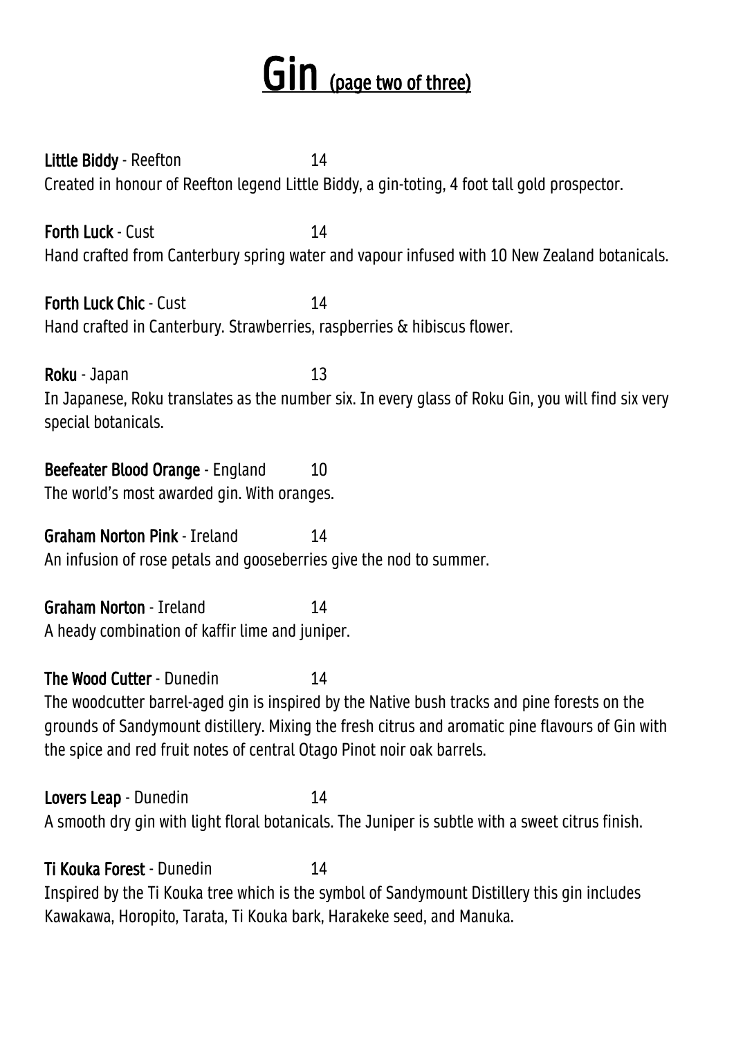# Gin (page two of three)

**Little Biddy** - Reefton 14
Created in honour of Reefton legend Little Biddy, a gin-toting, 4 foot tall gold prospector.

**Forth Luck** - Cust 14
Hand crafted from Canterbury spring water and vapour infused with 10 New Zealand botanicals.

**Forth Luck Chic** - Cust 14
Hand crafted in Canterbury. Strawberries, raspberries & hibiscus flower.

**Roku** - Japan 13
In Japanese, Roku translates as the number six. In every glass of Roku Gin, you will find six very special botanicals.

**Beefeater Blood Orange** - England 10
The world's most awarded gin. With oranges.

**Graham Norton Pink** - Ireland 14
An infusion of rose petals and gooseberries give the nod to summer.

**Graham Norton** - Ireland 14
A heady combination of kaffir lime and juniper.

**The Wood Cutter** - Dunedin 14
The woodcutter barrel-aged gin is inspired by the Native bush tracks and pine forests on the grounds of Sandymount distillery. Mixing the fresh citrus and aromatic pine flavours of Gin with the spice and red fruit notes of central Otago Pinot noir oak barrels.

**Lovers Leap** - Dunedin 14
A smooth dry gin with light floral botanicals. The Juniper is subtle with a sweet citrus finish.

**Ti Kouka Forest** - Dunedin 14
Inspired by the Ti Kouka tree which is the symbol of Sandymount Distillery this gin includes Kawakawa, Horopito, Tarata, Ti Kouka bark, Harakeke seed, and Manuka.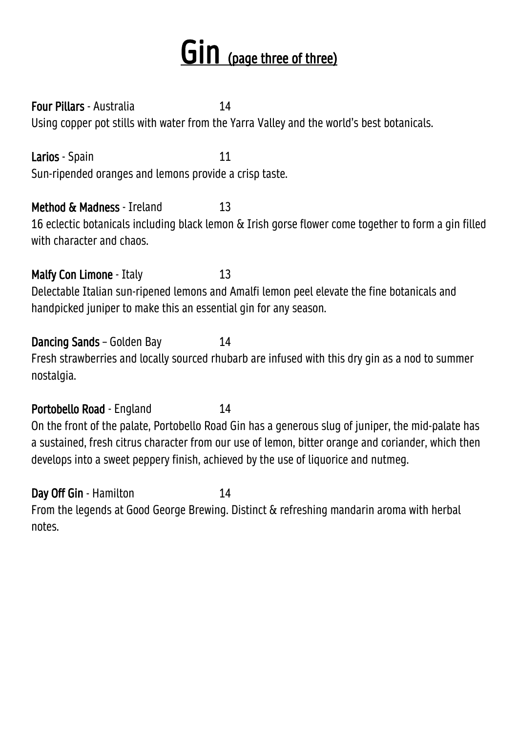# Gin (page three of three)

**Four Pillars** - Australia 14
Using copper pot stills with water from the Yarra Valley and the world's best botanicals.

**Larios** - Spain 11
Sun-ripended oranges and lemons provide a crisp taste.

**Method & Madness** - Ireland 13
16 eclectic botanicals including black lemon & Irish gorse flower come together to form a gin filled with character and chaos.

**Malfy Con Limone** - Italy 13
Delectable Italian sun-ripened lemons and Amalfi lemon peel elevate the fine botanicals and handpicked juniper to make this an essential gin for any season.

**Dancing Sands** – Golden Bay 14
Fresh strawberries and locally sourced rhubarb are infused with this dry gin as a nod to summer nostalgia.

**Portobello Road** - England 14
On the front of the palate, Portobello Road Gin has a generous slug of juniper, the mid-palate has a sustained, fresh citrus character from our use of lemon, bitter orange and coriander, which then develops into a sweet peppery finish, achieved by the use of liquorice and nutmeg.

**Day Off Gin** - Hamilton 14
From the legends at Good George Brewing. Distinct & refreshing mandarin aroma with herbal notes.